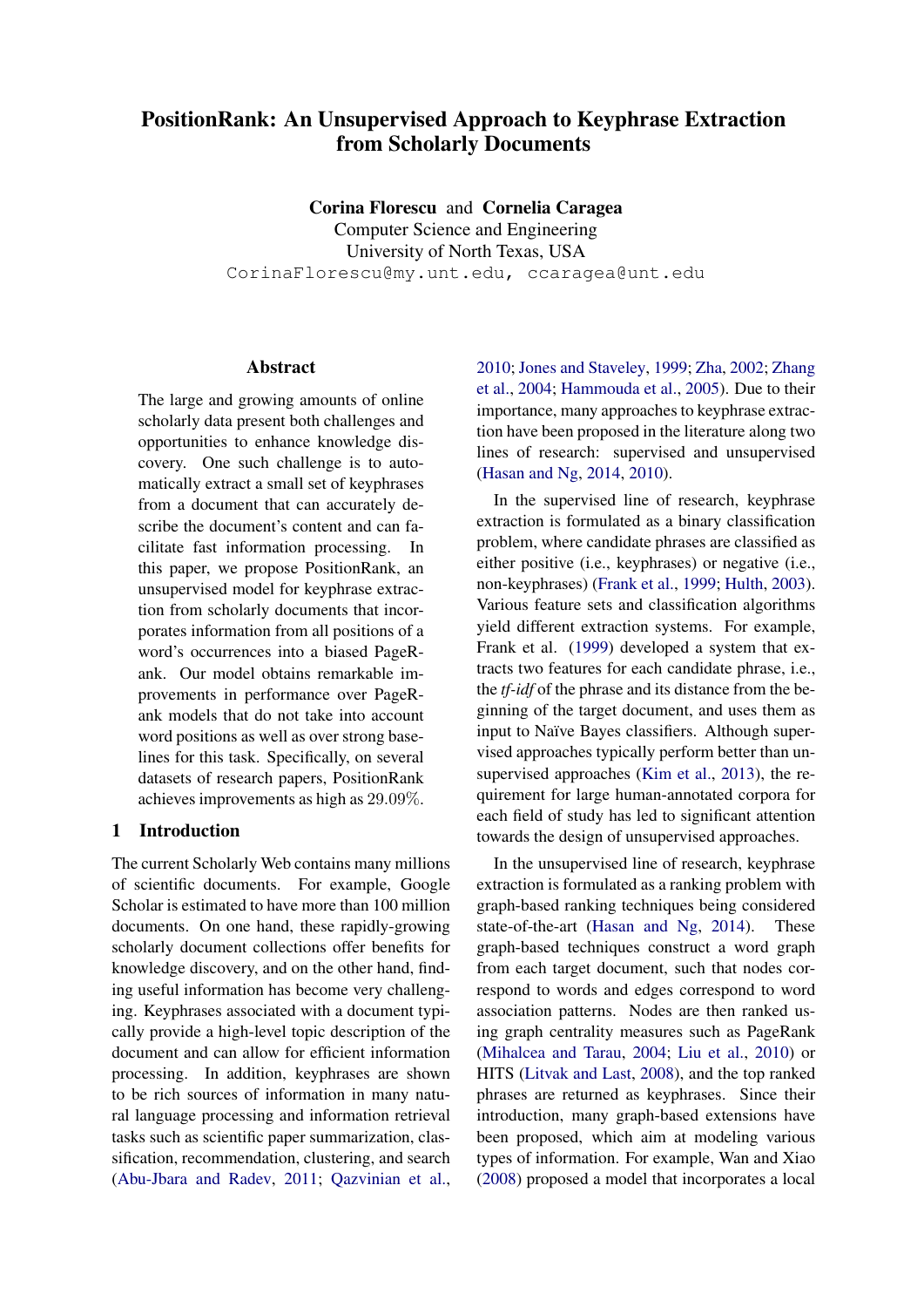// PositionRank: An Unsupervised Approach to Keyphrase Extraction from Scholarly Documents

**Corina Florescu** and **Cornelia Caragea**
Computer Science and Engineering
University of North Texas, USA
CorinaFlorescu@my.unt.edu, ccaragea@unt.edu

## Abstract

The large and growing amounts of online scholarly data present both challenges and opportunities to enhance knowledge discovery. One such challenge is to automatically extract a small set of keyphrases from a document that can accurately describe the document's content and can facilitate fast information processing. In this paper, we propose PositionRank, an unsupervised model for keyphrase extraction from scholarly documents that incorporates information from all positions of a word's occurrences into a biased PageRank. Our model obtains remarkable improvements in performance over PageRank models that do not take into account word positions as well as over strong baselines for this task. Specifically, on several datasets of research papers, PositionRank achieves improvements as high as 29.09%.

## 1 Introduction

The current Scholarly Web contains many millions of scientific documents. For example, Google Scholar is estimated to have more than 100 million documents. On one hand, these rapidly-growing scholarly document collections offer benefits for knowledge discovery, and on the other hand, finding useful information has become very challenging. Keyphrases associated with a document typically provide a high-level topic description of the document and can allow for efficient information processing. In addition, keyphrases are shown to be rich sources of information in many natural language processing and information retrieval tasks such as scientific paper summarization, classification, recommendation, clustering, and search (Abu-Jbara and Radev, 2011; Qazvinian et al., 2010; Jones and Staveley, 1999; Zha, 2002; Zhang et al., 2004; Hammouda et al., 2005). Due to their importance, many approaches to keyphrase extraction have been proposed in the literature along two lines of research: supervised and unsupervised (Hasan and Ng, 2014, 2010).

In the supervised line of research, keyphrase extraction is formulated as a binary classification problem, where candidate phrases are classified as either positive (i.e., keyphrases) or negative (i.e., non-keyphrases) (Frank et al., 1999; Hulth, 2003). Various feature sets and classification algorithms yield different extraction systems. For example, Frank et al. (1999) developed a system that extracts two features for each candidate phrase, i.e., the *tf-idf* of the phrase and its distance from the beginning of the target document, and uses them as input to Naïve Bayes classifiers. Although supervised approaches typically perform better than unsupervised approaches (Kim et al., 2013), the requirement for large human-annotated corpora for each field of study has led to significant attention towards the design of unsupervised approaches.

In the unsupervised line of research, keyphrase extraction is formulated as a ranking problem with graph-based ranking techniques being considered state-of-the-art (Hasan and Ng, 2014). These graph-based techniques construct a word graph from each target document, such that nodes correspond to words and edges correspond to word association patterns. Nodes are then ranked using graph centrality measures such as PageRank (Mihalcea and Tarau, 2004; Liu et al., 2010) or HITS (Litvak and Last, 2008), and the top ranked phrases are returned as keyphrases. Since their introduction, many graph-based extensions have been proposed, which aim at modeling various types of information. For example, Wan and Xiao (2008) proposed a model that incorporates a local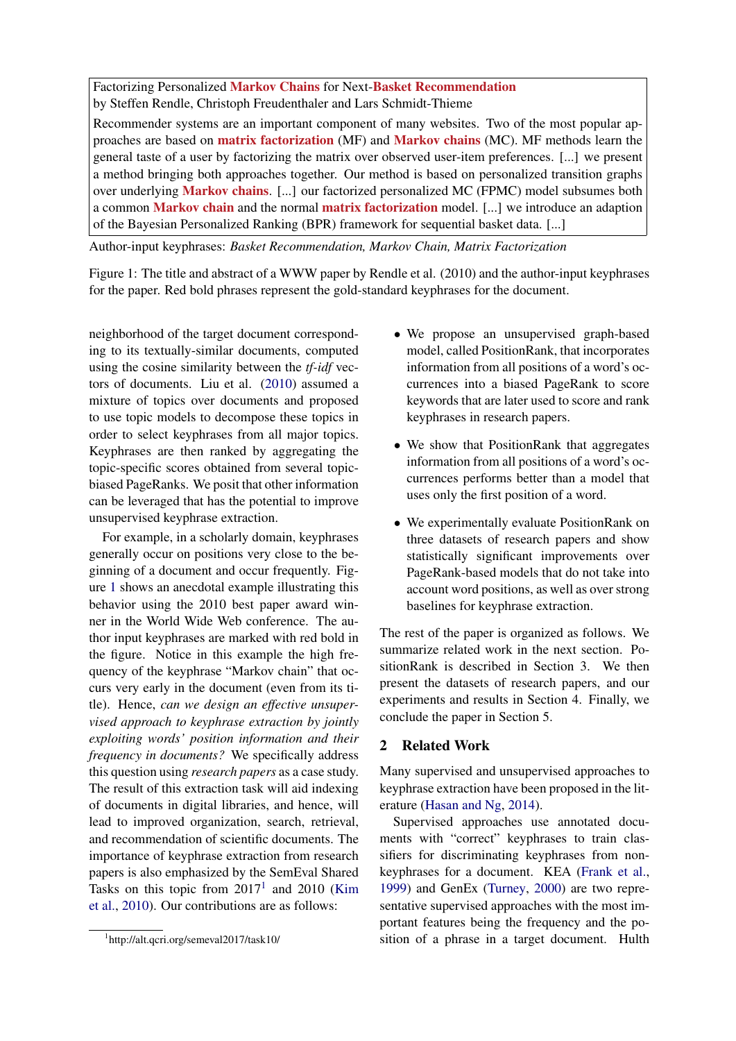Factorizing Personalized **Markov Chains** for Next-**Basket Recommendation**
by Steffen Rendle, Christoph Freudenthaler and Lars Schmidt-Thieme

Recommender systems are an important component of many websites. Two of the most popular approaches are based on **matrix factorization** (MF) and **Markov chains** (MC). MF methods learn the general taste of a user by factorizing the matrix over observed user-item preferences. [...] we present a method bringing both approaches together. Our method is based on personalized transition graphs over underlying **Markov chains**. [...] our factorized personalized MC (FPMC) model subsumes both a common **Markov chain** and the normal **matrix factorization** model. [...] we introduce an adaption of the Bayesian Personalized Ranking (BPR) framework for sequential basket data. [...]

Author-input keyphrases: *Basket Recommendation, Markov Chain, Matrix Factorization*

Figure 1: The title and abstract of a WWW paper by Rendle et al. (2010) and the author-input keyphrases for the paper. Red bold phrases represent the gold-standard keyphrases for the document.

neighborhood of the target document corresponding to its textually-similar documents, computed using the cosine similarity between the *tf-idf* vectors of documents. Liu et al. (2010) assumed a mixture of topics over documents and proposed to use topic models to decompose these topics in order to select keyphrases from all major topics. Keyphrases are then ranked by aggregating the topic-specific scores obtained from several topic-biased PageRanks. We posit that other information can be leveraged that has the potential to improve unsupervised keyphrase extraction.

For example, in a scholarly domain, keyphrases generally occur on positions very close to the beginning of a document and occur frequently. Figure 1 shows an anecdotal example illustrating this behavior using the 2010 best paper award winner in the World Wide Web conference. The author input keyphrases are marked with red bold in the figure. Notice in this example the high frequency of the keyphrase "Markov chain" that occurs very early in the document (even from its title). Hence, *can we design an effective unsupervised approach to keyphrase extraction by jointly exploiting words' position information and their frequency in documents?* We specifically address this question using *research papers* as a case study. The result of this extraction task will aid indexing of documents in digital libraries, and hence, will lead to improved organization, search, retrieval, and recommendation of scientific documents. The importance of keyphrase extraction from research papers is also emphasized by the SemEval Shared Tasks on this topic from 2017[1] and 2010 (Kim et al., 2010). Our contributions are as follows:

- We propose an unsupervised graph-based model, called PositionRank, that incorporates information from all positions of a word's occurrences into a biased PageRank to score keywords that are later used to score and rank keyphrases in research papers.
- We show that PositionRank that aggregates information from all positions of a word's occurrences performs better than a model that uses only the first position of a word.
- We experimentally evaluate PositionRank on three datasets of research papers and show statistically significant improvements over PageRank-based models that do not take into account word positions, as well as over strong baselines for keyphrase extraction.

The rest of the paper is organized as follows. We summarize related work in the next section. PositionRank is described in Section 3. We then present the datasets of research papers, and our experiments and results in Section 4. Finally, we conclude the paper in Section 5.

## 2 Related Work

Many supervised and unsupervised approaches to keyphrase extraction have been proposed in the literature (Hasan and Ng, 2014).

Supervised approaches use annotated documents with "correct" keyphrases to train classifiers for discriminating keyphrases from non-keyphrases for a document. KEA (Frank et al., 1999) and GenEx (Turney, 2000) are two representative supervised approaches with the most important features being the frequency and the position of a phrase in a target document. Hulth

[1] http://alt.qcri.org/semeval2017/task10/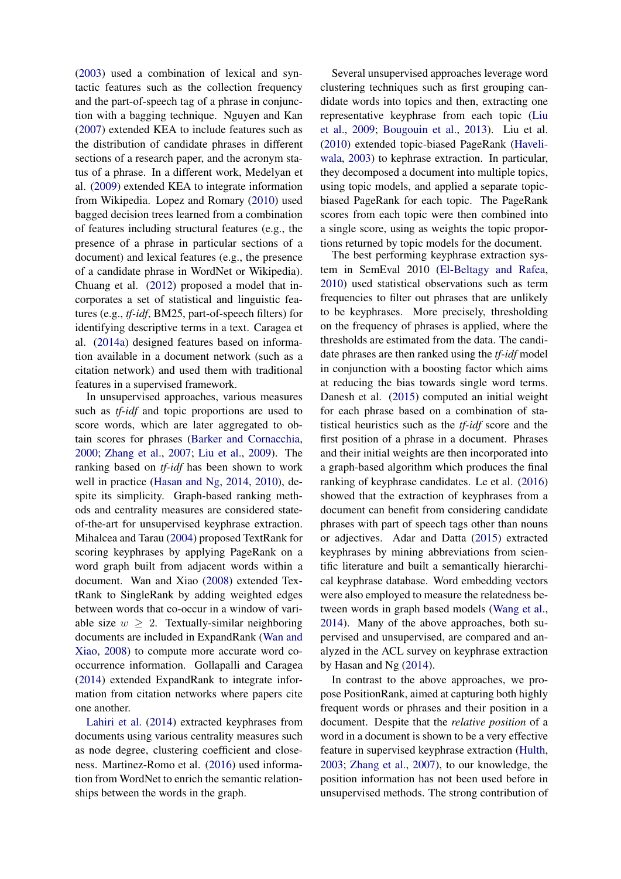(2003) used a combination of lexical and syntactic features such as the collection frequency and the part-of-speech tag of a phrase in conjunction with a bagging technique. Nguyen and Kan (2007) extended KEA to include features such as the distribution of candidate phrases in different sections of a research paper, and the acronym status of a phrase. In a different work, Medelyan et al. (2009) extended KEA to integrate information from Wikipedia. Lopez and Romary (2010) used bagged decision trees learned from a combination of features including structural features (e.g., the presence of a phrase in particular sections of a document) and lexical features (e.g., the presence of a candidate phrase in WordNet or Wikipedia). Chuang et al. (2012) proposed a model that incorporates a set of statistical and linguistic features (e.g., *tf-idf*, BM25, part-of-speech filters) for identifying descriptive terms in a text. Caragea et al. (2014a) designed features based on information available in a document network (such as a citation network) and used them with traditional features in a supervised framework.

In unsupervised approaches, various measures such as *tf-idf* and topic proportions are used to score words, which are later aggregated to obtain scores for phrases (Barker and Cornacchia, 2000; Zhang et al., 2007; Liu et al., 2009). The ranking based on *tf-idf* has been shown to work well in practice (Hasan and Ng, 2014, 2010), despite its simplicity. Graph-based ranking methods and centrality measures are considered state-of-the-art for unsupervised keyphrase extraction. Mihalcea and Tarau (2004) proposed TextRank for scoring keyphrases by applying PageRank on a word graph built from adjacent words within a document. Wan and Xiao (2008) extended TextRank to SingleRank by adding weighted edges between words that co-occur in a window of variable size $w \geq 2$. Textually-similar neighboring documents are included in ExpandRank (Wan and Xiao, 2008) to compute more accurate word co-occurrence information. Gollapalli and Caragea (2014) extended ExpandRank to integrate information from citation networks where papers cite one another.

Lahiri et al. (2014) extracted keyphrases from documents using various centrality measures such as node degree, clustering coefficient and closeness. Martinez-Romo et al. (2016) used information from WordNet to enrich the semantic relationships between the words in the graph.

Several unsupervised approaches leverage word clustering techniques such as first grouping candidate words into topics and then, extracting one representative keyphrase from each topic (Liu et al., 2009; Bougouin et al., 2013). Liu et al. (2010) extended topic-biased PageRank (Haveliwala, 2003) to kephrase extraction. In particular, they decomposed a document into multiple topics, using topic models, and applied a separate topic-biased PageRank for each topic. The PageRank scores from each topic were then combined into a single score, using as weights the topic proportions returned by topic models for the document.

The best performing keyphrase extraction system in SemEval 2010 (El-Beltagy and Rafea, 2010) used statistical observations such as term frequencies to filter out phrases that are unlikely to be keyphrases. More precisely, thresholding on the frequency of phrases is applied, where the thresholds are estimated from the data. The candidate phrases are then ranked using the *tf-idf* model in conjunction with a boosting factor which aims at reducing the bias towards single word terms. Danesh et al. (2015) computed an initial weight for each phrase based on a combination of statistical heuristics such as the *tf-idf* score and the first position of a phrase in a document. Phrases and their initial weights are then incorporated into a graph-based algorithm which produces the final ranking of keyphrase candidates. Le et al. (2016) showed that the extraction of keyphrases from a document can benefit from considering candidate phrases with part of speech tags other than nouns or adjectives. Adar and Datta (2015) extracted keyphrases by mining abbreviations from scientific literature and built a semantically hierarchical keyphrase database. Word embedding vectors were also employed to measure the relatedness between words in graph based models (Wang et al., 2014). Many of the above approaches, both supervised and unsupervised, are compared and analyzed in the ACL survey on keyphrase extraction by Hasan and Ng (2014).

In contrast to the above approaches, we propose PositionRank, aimed at capturing both highly frequent words or phrases and their position in a document. Despite that the *relative position* of a word in a document is shown to be a very effective feature in supervised keyphrase extraction (Hulth, 2003; Zhang et al., 2007), to our knowledge, the position information has not been used before in unsupervised methods. The strong contribution of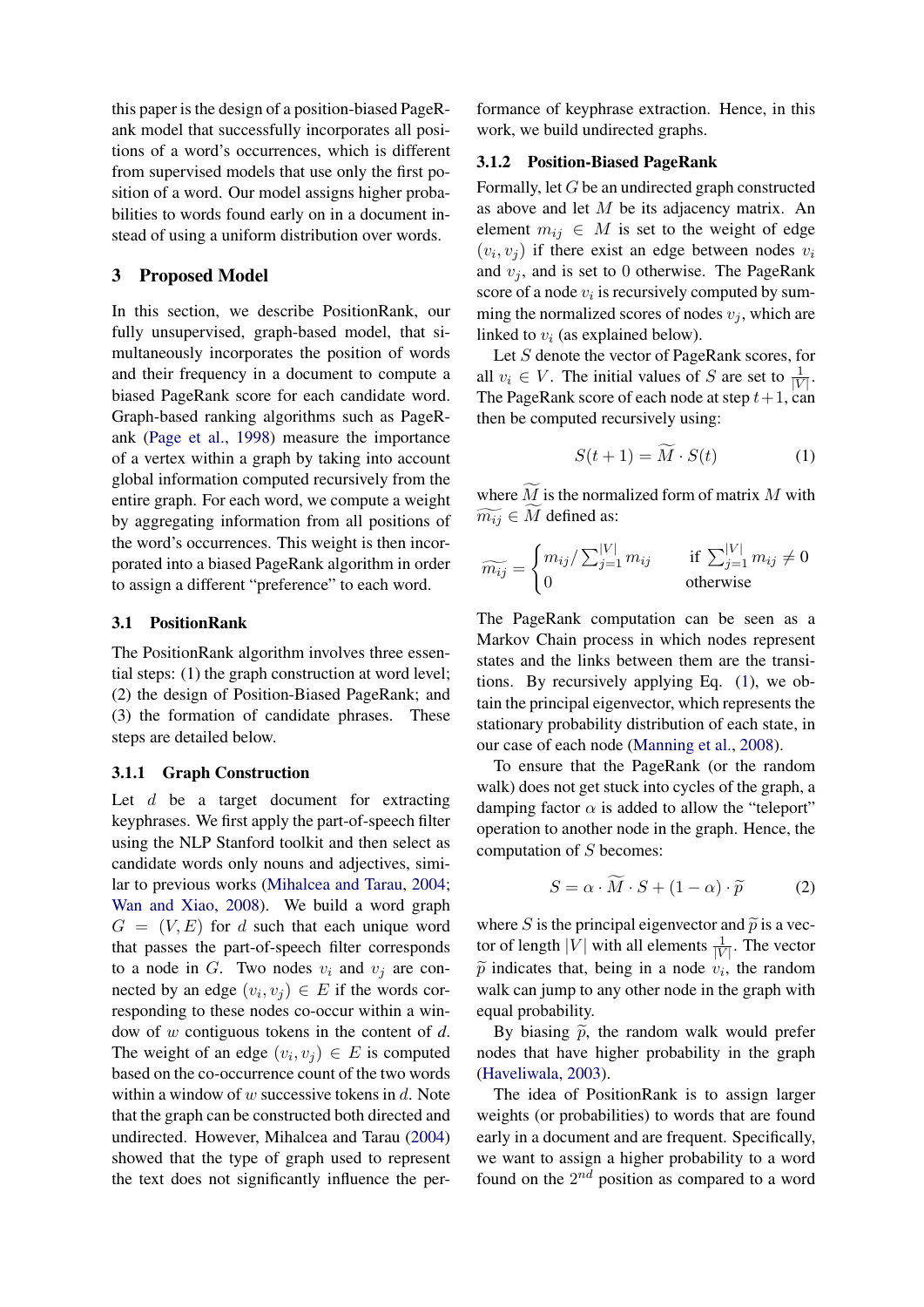this paper is the design of a position-biased PageRank model that successfully incorporates all positions of a word's occurrences, which is different from supervised models that use only the first position of a word. Our model assigns higher probabilities to words found early on in a document instead of using a uniform distribution over words.

## 3 Proposed Model

In this section, we describe PositionRank, our fully unsupervised, graph-based model, that simultaneously incorporates the position of words and their frequency in a document to compute a biased PageRank score for each candidate word. Graph-based ranking algorithms such as PageRank (Page et al., 1998) measure the importance of a vertex within a graph by taking into account global information computed recursively from the entire graph. For each word, we compute a weight by aggregating information from all positions of the word's occurrences. This weight is then incorporated into a biased PageRank algorithm in order to assign a different "preference" to each word.

### 3.1 PositionRank

The PositionRank algorithm involves three essential steps: (1) the graph construction at word level; (2) the design of Position-Biased PageRank; and (3) the formation of candidate phrases. These steps are detailed below.

#### 3.1.1 Graph Construction

Let $d$ be a target document for extracting keyphrases. We first apply the part-of-speech filter using the NLP Stanford toolkit and then select as candidate words only nouns and adjectives, similar to previous works (Mihalcea and Tarau, 2004; Wan and Xiao, 2008). We build a word graph $G = (V, E)$ for $d$ such that each unique word that passes the part-of-speech filter corresponds to a node in $G$. Two nodes $v_i$ and $v_j$ are connected by an edge $(v_i, v_j) \in E$ if the words corresponding to these nodes co-occur within a window of $w$ contiguous tokens in the content of $d$. The weight of an edge $(v_i, v_j) \in E$ is computed based on the co-occurrence count of the two words within a window of $w$ successive tokens in $d$. Note that the graph can be constructed both directed and undirected. However, Mihalcea and Tarau (2004) showed that the type of graph used to represent the text does not significantly influence the performance of keyphrase extraction. Hence, in this work, we build undirected graphs.

#### 3.1.2 Position-Biased PageRank

Formally, let $G$ be an undirected graph constructed as above and let $M$ be its adjacency matrix. An element $m_{ij} \in M$ is set to the weight of edge $(v_i, v_j)$ if there exist an edge between nodes $v_i$ and $v_j$, and is set to 0 otherwise. The PageRank score of a node $v_i$ is recursively computed by summing the normalized scores of nodes $v_j$, which are linked to $v_i$ (as explained below).

Let $S$ denote the vector of PageRank scores, for all $v_i \in V$. The initial values of $S$ are set to $\frac{1}{|V|}$. The PageRank score of each node at step $t+1$, can then be computed recursively using:

$$S(t+1) = \widetilde{M} \cdot S(t) \tag{1}$$

where $\widetilde{M}$ is the normalized form of matrix $M$ with $\widetilde{m_{ij}} \in \widetilde{M}$ defined as:

$$\widetilde{m_{ij}} = \begin{cases} m_{ij} / \sum_{j=1}^{|V|} m_{ij} & \text{if } \sum_{j=1}^{|V|} m_{ij} \neq 0 \\ 0 & \text{otherwise} \end{cases}$$

The PageRank computation can be seen as a Markov Chain process in which nodes represent states and the links between them are the transitions. By recursively applying Eq. (1), we obtain the principal eigenvector, which represents the stationary probability distribution of each state, in our case of each node (Manning et al., 2008).

To ensure that the PageRank (or the random walk) does not get stuck into cycles of the graph, a damping factor $\alpha$ is added to allow the "teleport" operation to another node in the graph. Hence, the computation of $S$ becomes:

$$S = \alpha \cdot \widetilde{M} \cdot S + (1 - \alpha) \cdot \widetilde{p} \tag{2}$$

where $S$ is the principal eigenvector and $\widetilde{p}$ is a vector of length $|V|$ with all elements $\frac{1}{|V|}$. The vector $\widetilde{p}$ indicates that, being in a node $v_i$, the random walk can jump to any other node in the graph with equal probability.

By biasing $\widetilde{p}$, the random walk would prefer nodes that have higher probability in the graph (Haveliwala, 2003).

The idea of PositionRank is to assign larger weights (or probabilities) to words that are found early in a document and are frequent. Specifically, we want to assign a higher probability to a word found on the $2^{nd}$ position as compared to a word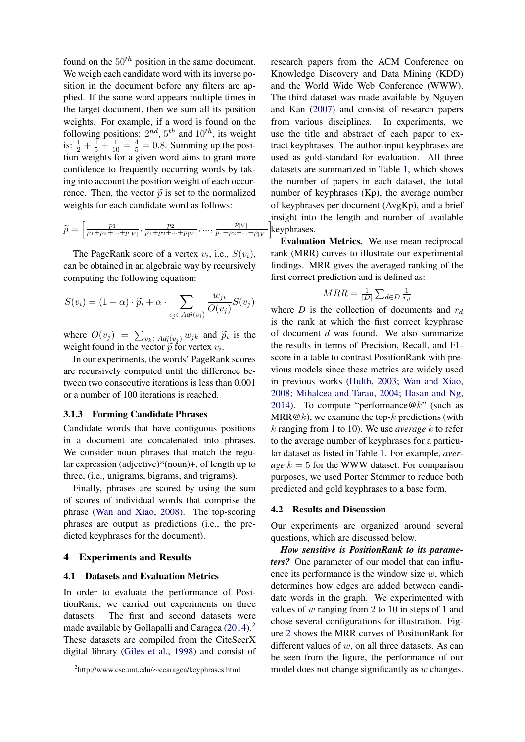found on the $50^{th}$ position in the same document. We weigh each candidate word with its inverse position in the document before any filters are applied. If the same word appears multiple times in the target document, then we sum all its position weights. For example, if a word is found on the following positions: $2^{nd}$, $5^{th}$ and $10^{th}$, its weight is: $\frac{1}{2} + \frac{1}{5} + \frac{1}{10} = \frac{4}{5} = 0.8$. Summing up the position weights for a given word aims to grant more confidence to frequently occurring words by taking into account the position weight of each occurrence. Then, the vector $\widetilde{p}$ is set to the normalized weights for each candidate word as follows:

$$\widetilde{p} = \left[\frac{p_1}{p_1+p_2+\ldots+p_{|V|}}, \frac{p_2}{p_1+p_2+\ldots+p_{|V|}}, \ldots, \frac{p_{|V|}}{p_1+p_2+\ldots+p_{|V|}}\right]$$

The PageRank score of a vertex $v_i$, i.e., $S(v_i)$, can be obtained in an algebraic way by recursively computing the following equation:

$$S(v_i) = (1-\alpha) \cdot \widetilde{p}_i + \alpha \cdot \sum_{v_j \in Adj(v_i)} \frac{w_{ji}}{O(v_j)} S(v_j)$$

where $O(v_j) = \sum_{v_k \in Adj(v_j)} w_{jk}$ and $\widetilde{p}_i$ is the weight found in the vector $\widetilde{p}$ for vertex $v_i$.

In our experiments, the words' PageRank scores are recursively computed until the difference between two consecutive iterations is less than 0.001 or a number of 100 iterations is reached.

### 3.1.3 Forming Candidate Phrases

Candidate words that have contiguous positions in a document are concatenated into phrases. We consider noun phrases that match the regular expression (adjective)*(noun)+, of length up to three, (i.e., unigrams, bigrams, and trigrams).

Finally, phrases are scored by using the sum of scores of individual words that comprise the phrase (Wan and Xiao, 2008). The top-scoring phrases are output as predictions (i.e., the predicted keyphrases for the document).

## 4 Experiments and Results

### 4.1 Datasets and Evaluation Metrics

In order to evaluate the performance of PositionRank, we carried out experiments on three datasets. The first and second datasets were made available by Gollapalli and Caragea (2014).[2] These datasets are compiled from the CiteSeerX digital library (Giles et al., 1998) and consist of research papers from the ACM Conference on Knowledge Discovery and Data Mining (KDD) and the World Wide Web Conference (WWW). The third dataset was made available by Nguyen and Kan (2007) and consist of research papers from various disciplines. In experiments, we use the title and abstract of each paper to extract keyphrases. The author-input keyphrases are used as gold-standard for evaluation. All three datasets are summarized in Table 1, which shows the number of papers in each dataset, the total number of keyphrases (Kp), the average number of keyphrases per document (AvgKp), and a brief insight into the length and number of available keyphrases.

[2] http://www.cse.unt.edu/~ccaragea/keyphrases.html

**Evaluation Metrics.** We use mean reciprocal rank (MRR) curves to illustrate our experimental findings. MRR gives the averaged ranking of the first correct prediction and is defined as:

$$MRR = \frac{1}{|D|} \sum_{d \in D} \frac{1}{r_d}$$

where $D$ is the collection of documents and $r_d$ is the rank at which the first correct keyphrase of document $d$ was found. We also summarize the results in terms of Precision, Recall, and F1-score in a table to contrast PositionRank with previous models since these metrics are widely used in previous works (Hulth, 2003; Wan and Xiao, 2008; Mihalcea and Tarau, 2004; Hasan and Ng, 2014). To compute "performance@$k$" (such as MRR@$k$), we examine the top-$k$ predictions (with $k$ ranging from 1 to 10). We use *average* $k$ to refer to the average number of keyphrases for a particular dataset as listed in Table 1. For example, *average* $k = 5$ for the WWW dataset. For comparison purposes, we used Porter Stemmer to reduce both predicted and gold keyphrases to a base form.

### 4.2 Results and Discussion

Our experiments are organized around several questions, which are discussed below.

***How sensitive is PositionRank to its parameters?*** One parameter of our model that can influence its performance is the window size $w$, which determines how edges are added between candidate words in the graph. We experimented with values of $w$ ranging from 2 to 10 in steps of 1 and chose several configurations for illustration. Figure 2 shows the MRR curves of PositionRank for different values of $w$, on all three datasets. As can be seen from the figure, the performance of our model does not change significantly as $w$ changes.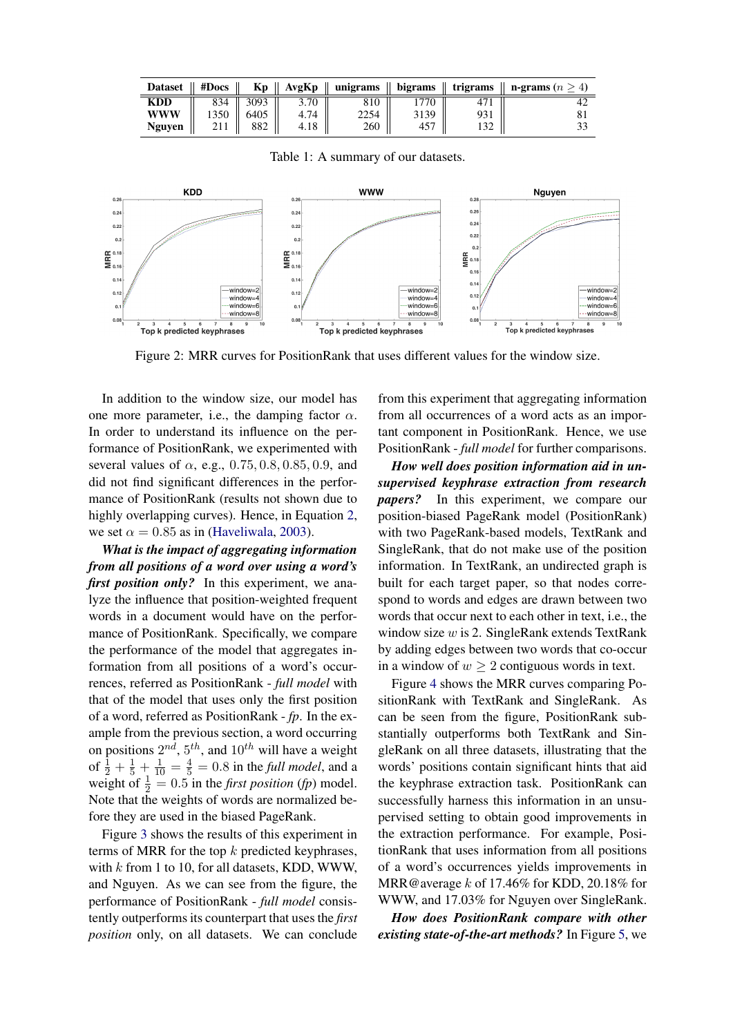| Dataset | #Docs | Kp | AvgKp | unigrams | bigrams | trigrams | n-grams ($n \geq 4$) |
|---|---|---|---|---|---|---|---|
| **KDD** | 834 | 3093 | 3.70 | 810 | 1770 | 471 | 42 |
| **WWW** | 1350 | 6405 | 4.74 | 2254 | 3139 | 931 | 81 |
| **Nguyen** | 211 | 882 | 4.18 | 260 | 457 | 132 | 33 |

Table 1: A summary of our datasets.

Figure 2: MRR curves for PositionRank that uses different values for the window size.

In addition to the window size, our model has one more parameter, i.e., the damping factor $\alpha$. In order to understand its influence on the performance of PositionRank, we experimented with several values of $\alpha$, e.g., $0.75, 0.8, 0.85, 0.9$, and did not find significant differences in the performance of PositionRank (results not shown due to highly overlapping curves). Hence, in Equation 2, we set $\alpha = 0.85$ as in (Haveliwala, 2003).

***What is the impact of aggregating information from all positions of a word over using a word's first position only?*** In this experiment, we analyze the influence that position-weighted frequent words in a document would have on the performance of PositionRank. Specifically, we compare the performance of the model that aggregates information from all positions of a word's occurrences, referred as PositionRank - *full model* with that of the model that uses only the first position of a word, referred as PositionRank - *fp*. In the example from the previous section, a word occurring on positions $2^{nd}$, $5^{th}$, and $10^{th}$ will have a weight of $\frac{1}{2} + \frac{1}{5} + \frac{1}{10} = \frac{4}{5} = 0.8$ in the *full model*, and a weight of $\frac{1}{2} = 0.5$ in the *first position* (*fp*) model. Note that the weights of words are normalized before they are used in the biased PageRank.

Figure 3 shows the results of this experiment in terms of MRR for the top $k$ predicted keyphrases, with $k$ from 1 to 10, for all datasets, KDD, WWW, and Nguyen. As we can see from the figure, the performance of PositionRank - *full model* consistently outperforms its counterpart that uses the *first position* only, on all datasets. We can conclude from this experiment that aggregating information from all occurrences of a word acts as an important component in PositionRank. Hence, we use PositionRank - *full model* for further comparisons.

***How well does position information aid in unsupervised keyphrase extraction from research papers?*** In this experiment, we compare our position-biased PageRank model (PositionRank) with two PageRank-based models, TextRank and SingleRank, that do not make use of the position information. In TextRank, an undirected graph is built for each target paper, so that nodes correspond to words and edges are drawn between two words that occur next to each other in text, i.e., the window size $w$ is 2. SingleRank extends TextRank by adding edges between two words that co-occur in a window of $w \geq 2$ contiguous words in text.

Figure 4 shows the MRR curves comparing PositionRank with TextRank and SingleRank. As can be seen from the figure, PositionRank substantially outperforms both TextRank and SingleRank on all three datasets, illustrating that the words' positions contain significant hints that aid the keyphrase extraction task. PositionRank can successfully harness this information in an unsupervised setting to obtain good improvements in the extraction performance. For example, PositionRank that uses information from all positions of a word's occurrences yields improvements in MRR@average $k$ of 17.46% for KDD, 20.18% for WWW, and 17.03% for Nguyen over SingleRank.

***How does PositionRank compare with other existing state-of-the-art methods?*** In Figure 5, we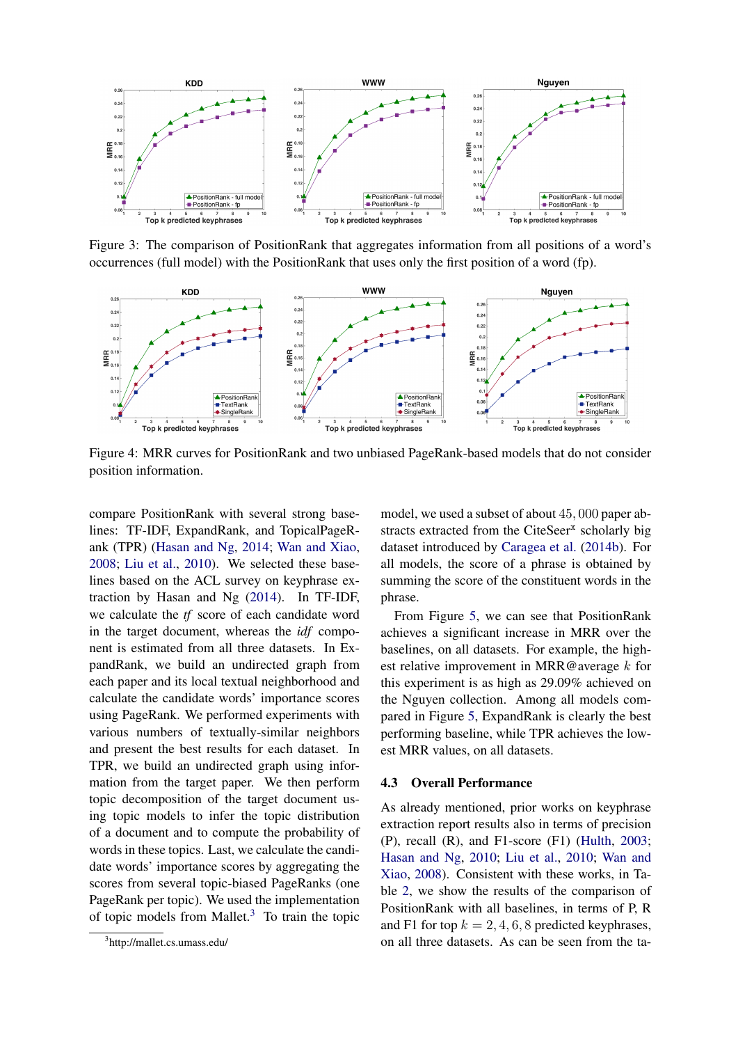Figure 3: The comparison of PositionRank that aggregates information from all positions of a word's occurrences (full model) with the PositionRank that uses only the first position of a word (fp).

Figure 4: MRR curves for PositionRank and two unbiased PageRank-based models that do not consider position information.

compare PositionRank with several strong baselines: TF-IDF, ExpandRank, and TopicalPageRank (TPR) (Hasan and Ng, 2014; Wan and Xiao, 2008; Liu et al., 2010). We selected these baselines based on the ACL survey on keyphrase extraction by Hasan and Ng (2014). In TF-IDF, we calculate the *tf* score of each candidate word in the target document, whereas the *idf* component is estimated from all three datasets. In ExpandRank, we build an undirected graph from each paper and its local textual neighborhood and calculate the candidate words' importance scores using PageRank. We performed experiments with various numbers of textually-similar neighbors and present the best results for each dataset. In TPR, we build an undirected graph using information from the target paper. We then perform topic decomposition of the target document using topic models to infer the topic distribution of a document and to compute the probability of words in these topics. Last, we calculate the candidate words' importance scores by aggregating the scores from several topic-biased PageRanks (one PageRank per topic). We used the implementation of topic models from Mallet.[3] To train the topic model, we used a subset of about 45,000 paper abstracts extracted from the CiteSeer$^x$ scholarly big dataset introduced by Caragea et al. (2014b). For all models, the score of a phrase is obtained by summing the score of the constituent words in the phrase.

From Figure 5, we can see that PositionRank achieves a significant increase in MRR over the baselines, on all datasets. For example, the highest relative improvement in MRR@average $k$ for this experiment is as high as 29.09% achieved on the Nguyen collection. Among all models compared in Figure 5, ExpandRank is clearly the best performing baseline, while TPR achieves the lowest MRR values, on all datasets.

### 4.3 Overall Performance

As already mentioned, prior works on keyphrase extraction report results also in terms of precision (P), recall (R), and F1-score (F1) (Hulth, 2003; Hasan and Ng, 2010; Liu et al., 2010; Wan and Xiao, 2008). Consistent with these works, in Table 2, we show the results of the comparison of PositionRank with all baselines, in terms of P, R and F1 for top $k = 2, 4, 6, 8$ predicted keyphrases, on all three datasets. As can be seen from the ta-

[3] http://mallet.cs.umass.edu/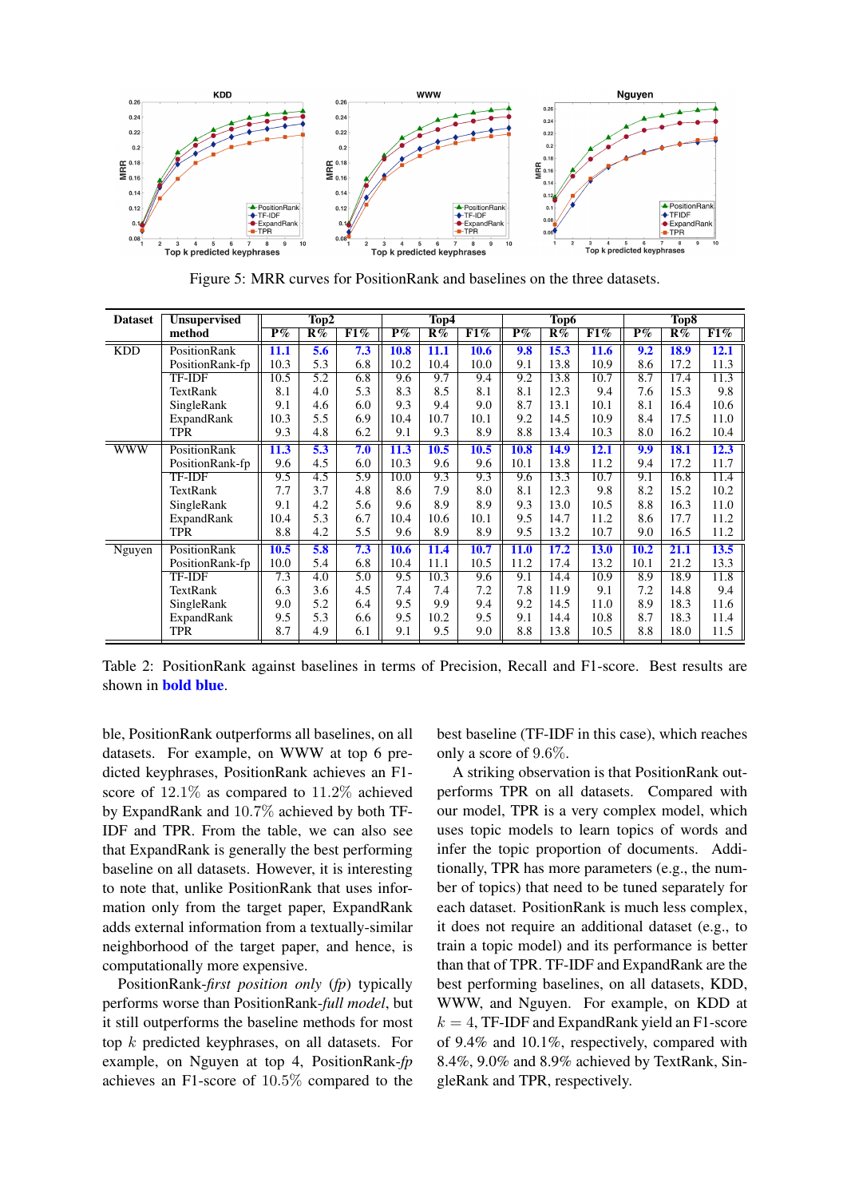Figure 5: MRR curves for PositionRank and baselines on the three datasets.

| Dataset | Unsupervised method | Top2 | | | Top4 | | | Top6 | | | Top8 | | |
|---|---|---|---|---|---|---|---|---|---|---|---|---|---|
| | | P% | R% | F1% | P% | R% | F1% | P% | R% | F1% | P% | R% | F1% |
| KDD | PositionRank | **11.1** | **5.6** | **7.3** | **10.8** | **11.1** | **10.6** | **9.8** | **15.3** | **11.6** | **9.2** | **18.9** | **12.1** |
| | PositionRank-fp | 10.3 | 5.3 | 6.8 | 10.2 | 10.4 | 10.0 | 9.1 | 13.8 | 10.9 | 8.6 | 17.2 | 11.3 |
| | TF-IDF | 10.5 | 5.2 | 6.8 | 9.6 | 9.7 | 9.4 | 9.2 | 13.8 | 10.7 | 8.7 | 17.4 | 11.3 |
| | TextRank | 8.1 | 4.0 | 5.3 | 8.3 | 8.5 | 8.1 | 8.1 | 12.3 | 9.4 | 7.6 | 15.3 | 9.8 |
| | SingleRank | 9.1 | 4.6 | 6.0 | 9.3 | 9.4 | 9.0 | 8.7 | 13.1 | 10.1 | 8.1 | 16.4 | 10.6 |
| | ExpandRank | 10.3 | 5.5 | 6.9 | 10.4 | 10.7 | 10.1 | 9.2 | 14.5 | 10.9 | 8.4 | 17.5 | 11.0 |
| | TPR | 9.3 | 4.8 | 6.2 | 9.1 | 9.3 | 8.9 | 8.8 | 13.4 | 10.3 | 8.0 | 16.2 | 10.4 |
| WWW | PositionRank | **11.3** | **5.3** | **7.0** | **11.3** | **10.5** | **10.5** | **10.8** | **14.9** | **12.1** | **9.9** | **18.1** | **12.3** |
| | PositionRank-fp | 9.6 | 4.5 | 6.0 | 10.3 | 9.6 | 9.6 | 10.1 | 13.8 | 11.2 | 9.4 | 17.2 | 11.7 |
| | TF-IDF | 9.5 | 4.5 | 5.9 | 10.0 | 9.3 | 9.3 | 9.6 | 13.3 | 10.7 | 9.1 | 16.8 | 11.4 |
| | TextRank | 7.7 | 3.7 | 4.8 | 8.6 | 7.9 | 8.0 | 8.1 | 12.3 | 9.8 | 8.2 | 15.2 | 10.2 |
| | SingleRank | 9.1 | 4.2 | 5.6 | 9.6 | 8.9 | 8.9 | 9.3 | 13.0 | 10.5 | 8.8 | 16.3 | 11.0 |
| | ExpandRank | 10.4 | 5.3 | 6.7 | 10.4 | 10.6 | 10.1 | 9.5 | 14.7 | 11.2 | 8.6 | 17.7 | 11.2 |
| | TPR | 8.8 | 4.2 | 5.5 | 9.6 | 8.9 | 8.9 | 9.5 | 13.2 | 10.7 | 9.0 | 16.5 | 11.2 |
| Nguyen | PositionRank | **10.5** | **5.8** | **7.3** | **10.6** | **11.4** | **10.7** | **11.0** | **17.2** | **13.0** | **10.2** | **21.1** | **13.5** |
| | PositionRank-fp | 10.0 | 5.4 | 6.8 | 10.4 | 11.1 | 10.5 | 11.2 | 17.4 | 13.2 | 10.1 | 21.2 | 13.3 |
| | TF-IDF | 7.3 | 4.0 | 5.0 | 9.5 | 10.3 | 9.6 | 9.1 | 14.4 | 10.9 | 8.9 | 18.9 | 11.8 |
| | TextRank | 6.3 | 3.6 | 4.5 | 7.4 | 7.4 | 7.2 | 7.8 | 11.9 | 9.1 | 7.2 | 14.8 | 9.4 |
| | SingleRank | 9.0 | 5.2 | 6.4 | 9.5 | 9.9 | 9.4 | 9.2 | 14.5 | 11.0 | 8.9 | 18.3 | 11.6 |
| | ExpandRank | 9.5 | 5.3 | 6.6 | 9.5 | 10.2 | 9.5 | 9.1 | 14.4 | 10.8 | 8.7 | 18.3 | 11.4 |
| | TPR | 8.7 | 4.9 | 6.1 | 9.1 | 9.5 | 9.0 | 8.8 | 13.8 | 10.5 | 8.8 | 18.0 | 11.5 |

Table 2: PositionRank against baselines in terms of Precision, Recall and F1-score. Best results are shown in **bold blue**.

ble, PositionRank outperforms all baselines, on all datasets. For example, on WWW at top 6 predicted keyphrases, PositionRank achieves an F1-score of 12.1% as compared to 11.2% achieved by ExpandRank and 10.7% achieved by both TF-IDF and TPR. From the table, we can also see that ExpandRank is generally the best performing baseline on all datasets. However, it is interesting to note that, unlike PositionRank that uses information only from the target paper, ExpandRank adds external information from a textually-similar neighborhood of the target paper, and hence, is computationally more expensive.

PositionRank-*first position only* (*fp*) typically performs worse than PositionRank-*full model*, but it still outperforms the baseline methods for most top $k$ predicted keyphrases, on all datasets. For example, on Nguyen at top 4, PositionRank-*fp* achieves an F1-score of 10.5% compared to the best baseline (TF-IDF in this case), which reaches only a score of 9.6%.

A striking observation is that PositionRank outperforms TPR on all datasets. Compared with our model, TPR is a very complex model, which uses topic models to learn topics of words and infer the topic proportion of documents. Additionally, TPR has more parameters (e.g., the number of topics) that need to be tuned separately for each dataset. PositionRank is much less complex, it does not require an additional dataset (e.g., to train a topic model) and its performance is better than that of TPR. TF-IDF and ExpandRank are the best performing baselines, on all datasets, KDD, WWW, and Nguyen. For example, on KDD at $k = 4$, TF-IDF and ExpandRank yield an F1-score of 9.4% and 10.1%, respectively, compared with 8.4%, 9.0% and 8.9% achieved by TextRank, SingleRank and TPR, respectively.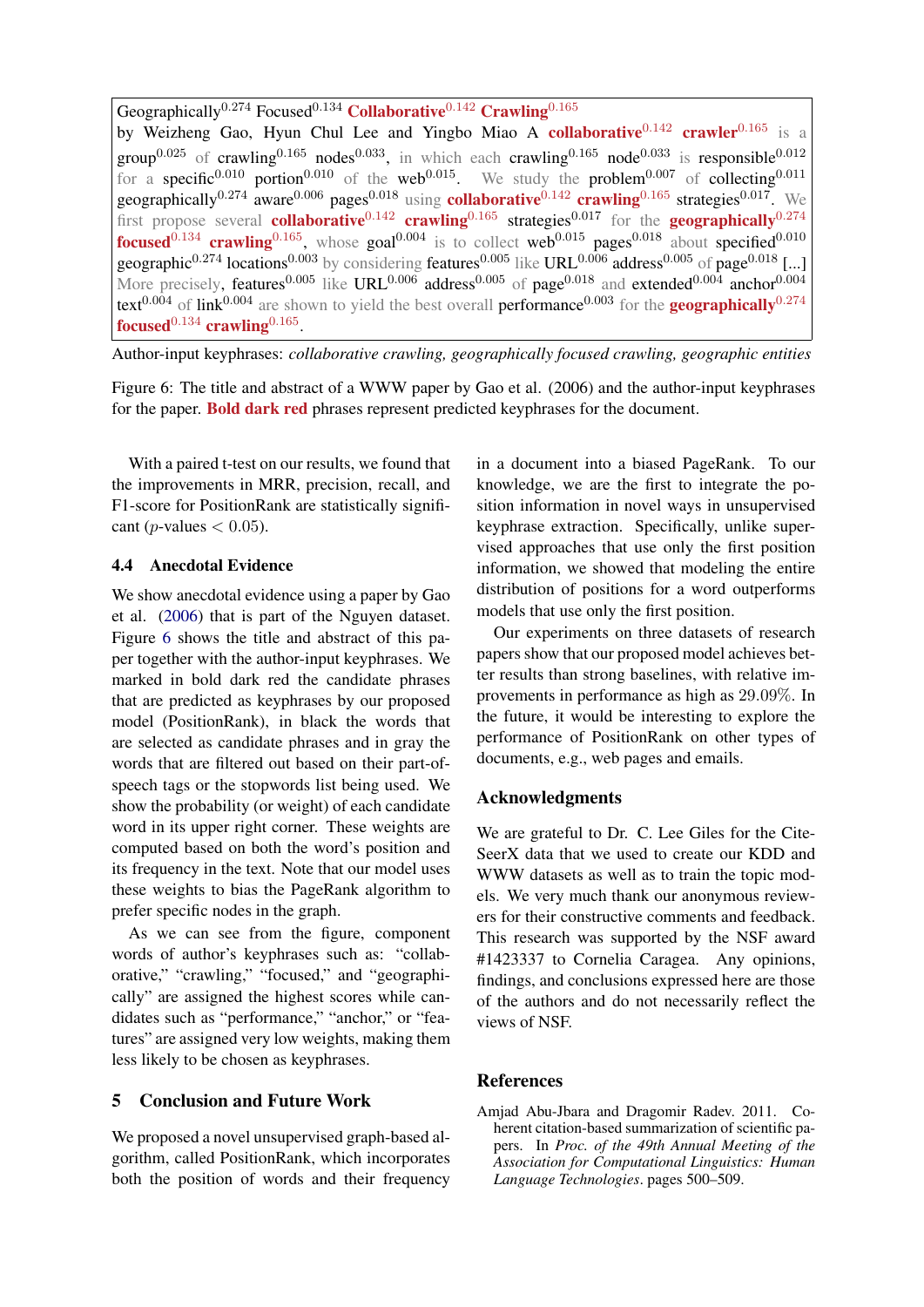Geographically$^{0.274}$ Focused$^{0.134}$ **Collaborative$^{0.142}$ Crawling$^{0.165}$**
by Weizheng Gao, Hyun Chul Lee and Yingbo Miao A **collaborative$^{0.142}$ crawler$^{0.165}$** is a group$^{0.025}$ of crawling$^{0.165}$ nodes$^{0.033}$, in which each crawling$^{0.165}$ node$^{0.033}$ is responsible$^{0.012}$ for a specific$^{0.010}$ portion$^{0.010}$ of the web$^{0.015}$. We study the problem$^{0.007}$ of collecting$^{0.011}$ geographically$^{0.274}$ aware$^{0.006}$ pages$^{0.018}$ using **collaborative$^{0.142}$ crawling$^{0.165}$** strategies$^{0.017}$. We first propose several **collaborative$^{0.142}$ crawling$^{0.165}$** strategies$^{0.017}$ for the **geographically$^{0.274}$ focused$^{0.134}$ crawling$^{0.165}$**, whose goal$^{0.004}$ is to collect web$^{0.015}$ pages$^{0.018}$ about specified$^{0.010}$ geographic$^{0.274}$ locations$^{0.003}$ by considering features$^{0.005}$ like URL$^{0.006}$ address$^{0.005}$ of page$^{0.018}$ [...] More precisely, features$^{0.005}$ like URL$^{0.006}$ address$^{0.005}$ of page$^{0.018}$ and extended$^{0.004}$ anchor$^{0.004}$ text$^{0.004}$ of link$^{0.004}$ are shown to yield the best overall performance$^{0.003}$ for the **geographically$^{0.274}$ focused$^{0.134}$ crawling$^{0.165}$**.

Author-input keyphrases: *collaborative crawling, geographically focused crawling, geographic entities*

Figure 6: The title and abstract of a WWW paper by Gao et al. (2006) and the author-input keyphrases for the paper. **Bold dark red** phrases represent predicted keyphrases for the document.

With a paired t-test on our results, we found that the improvements in MRR, precision, recall, and F1-score for PositionRank are statistically significant ($p$-values $< 0.05$).

### 4.4 Anecdotal Evidence

We show anecdotal evidence using a paper by Gao et al. (2006) that is part of the Nguyen dataset. Figure 6 shows the title and abstract of this paper together with the author-input keyphrases. We marked in bold dark red the candidate phrases that are predicted as keyphrases by our proposed model (PositionRank), in black the words that are selected as candidate phrases and in gray the words that are filtered out based on their part-of-speech tags or the stopwords list being used. We show the probability (or weight) of each candidate word in its upper right corner. These weights are computed based on both the word's position and its frequency in the text. Note that our model uses these weights to bias the PageRank algorithm to prefer specific nodes in the graph.

As we can see from the figure, component words of author's keyphrases such as: "collaborative," "crawling," "focused," and "geographically" are assigned the highest scores while candidates such as "performance," "anchor," or "features" are assigned very low weights, making them less likely to be chosen as keyphrases.

## 5 Conclusion and Future Work

We proposed a novel unsupervised graph-based algorithm, called PositionRank, which incorporates both the position of words and their frequency in a document into a biased PageRank. To our knowledge, we are the first to integrate the position information in novel ways in unsupervised keyphrase extraction. Specifically, unlike supervised approaches that use only the first position information, we showed that modeling the entire distribution of positions for a word outperforms models that use only the first position.

Our experiments on three datasets of research papers show that our proposed model achieves better results than strong baselines, with relative improvements in performance as high as 29.09%. In the future, it would be interesting to explore the performance of PositionRank on other types of documents, e.g., web pages and emails.

## Acknowledgments

We are grateful to Dr. C. Lee Giles for the CiteSeerX data that we used to create our KDD and WWW datasets as well as to train the topic models. We very much thank our anonymous reviewers for their constructive comments and feedback. This research was supported by the NSF award #1423337 to Cornelia Caragea. Any opinions, findings, and conclusions expressed here are those of the authors and do not necessarily reflect the views of NSF.

## References

Amjad Abu-Jbara and Dragomir Radev. 2011. Coherent citation-based summarization of scientific papers. In *Proc. of the 49th Annual Meeting of the Association for Computational Linguistics: Human Language Technologies*. pages 500–509.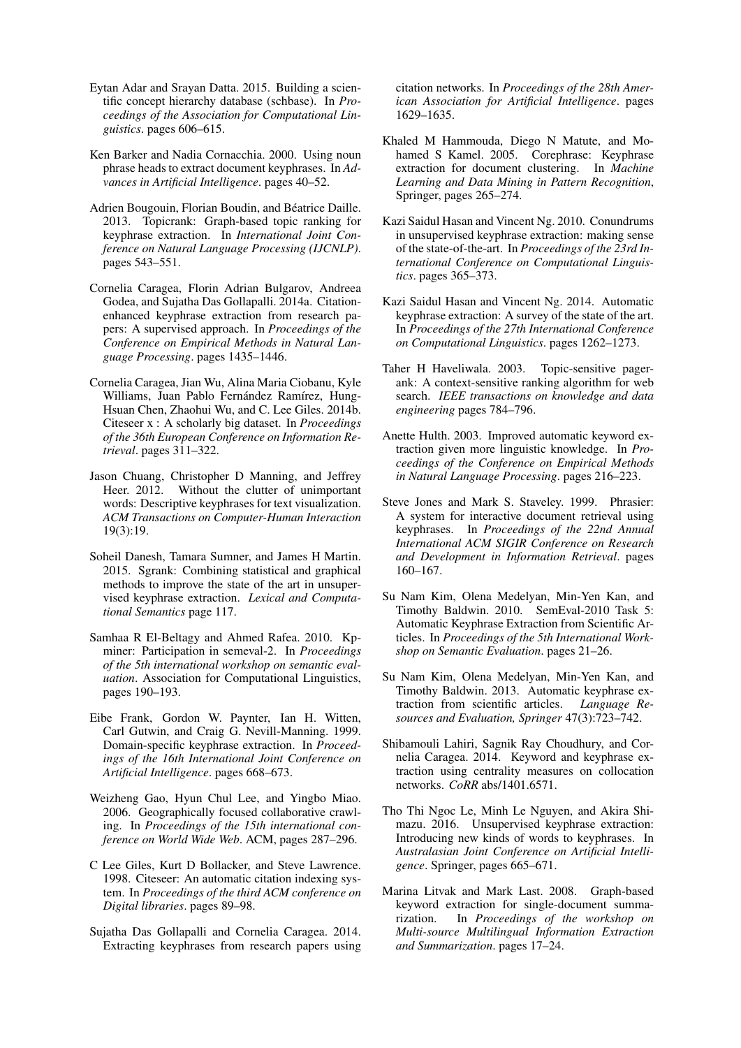Eytan Adar and Srayan Datta. 2015. Building a scientific concept hierarchy database (schbase). In *Proceedings of the Association for Computational Linguistics*. pages 606–615.

Ken Barker and Nadia Cornacchia. 2000. Using noun phrase heads to extract document keyphrases. In *Advances in Artificial Intelligence*. pages 40–52.

Adrien Bougouin, Florian Boudin, and Béatrice Daille. 2013. Topicrank: Graph-based topic ranking for keyphrase extraction. In *International Joint Conference on Natural Language Processing (IJCNLP)*. pages 543–551.

Cornelia Caragea, Florin Adrian Bulgarov, Andreea Godea, and Sujatha Das Gollapalli. 2014a. Citation-enhanced keyphrase extraction from research papers: A supervised approach. In *Proceedings of the Conference on Empirical Methods in Natural Language Processing*. pages 1435–1446.

Cornelia Caragea, Jian Wu, Alina Maria Ciobanu, Kyle Williams, Juan Pablo Fernández Ramírez, Hung-Hsuan Chen, Zhaohui Wu, and C. Lee Giles. 2014b. Citeseer x : A scholarly big dataset. In *Proceedings of the 36th European Conference on Information Retrieval*. pages 311–322.

Jason Chuang, Christopher D Manning, and Jeffrey Heer. 2012. Without the clutter of unimportant words: Descriptive keyphrases for text visualization. *ACM Transactions on Computer-Human Interaction* 19(3):19.

Soheil Danesh, Tamara Sumner, and James H Martin. 2015. Sgrank: Combining statistical and graphical methods to improve the state of the art in unsupervised keyphrase extraction. *Lexical and Computational Semantics* page 117.

Samhaa R El-Beltagy and Ahmed Rafea. 2010. Kpminer: Participation in semeval-2. In *Proceedings of the 5th international workshop on semantic evaluation*. Association for Computational Linguistics, pages 190–193.

Eibe Frank, Gordon W. Paynter, Ian H. Witten, Carl Gutwin, and Craig G. Nevill-Manning. 1999. Domain-specific keyphrase extraction. In *Proceedings of the 16th International Joint Conference on Artificial Intelligence*. pages 668–673.

Weizheng Gao, Hyun Chul Lee, and Yingbo Miao. 2006. Geographically focused collaborative crawling. In *Proceedings of the 15th international conference on World Wide Web*. ACM, pages 287–296.

C Lee Giles, Kurt D Bollacker, and Steve Lawrence. 1998. Citeseer: An automatic citation indexing system. In *Proceedings of the third ACM conference on Digital libraries*. pages 89–98.

Sujatha Das Gollapalli and Cornelia Caragea. 2014. Extracting keyphrases from research papers using citation networks. In *Proceedings of the 28th American Association for Artificial Intelligence*. pages 1629–1635.

Khaled M Hammouda, Diego N Matute, and Mohamed S Kamel. 2005. Corephrase: Keyphrase extraction for document clustering. In *Machine Learning and Data Mining in Pattern Recognition*, Springer, pages 265–274.

Kazi Saidul Hasan and Vincent Ng. 2010. Conundrums in unsupervised keyphrase extraction: making sense of the state-of-the-art. In *Proceedings of the 23rd International Conference on Computational Linguistics*. pages 365–373.

Kazi Saidul Hasan and Vincent Ng. 2014. Automatic keyphrase extraction: A survey of the state of the art. In *Proceedings of the 27th International Conference on Computational Linguistics*. pages 1262–1273.

Taher H Haveliwala. 2003. Topic-sensitive pagerank: A context-sensitive ranking algorithm for web search. *IEEE transactions on knowledge and data engineering* pages 784–796.

Anette Hulth. 2003. Improved automatic keyword extraction given more linguistic knowledge. In *Proceedings of the Conference on Empirical Methods in Natural Language Processing*. pages 216–223.

Steve Jones and Mark S. Staveley. 1999. Phrasier: A system for interactive document retrieval using keyphrases. In *Proceedings of the 22nd Annual International ACM SIGIR Conference on Research and Development in Information Retrieval*. pages 160–167.

Su Nam Kim, Olena Medelyan, Min-Yen Kan, and Timothy Baldwin. 2010. SemEval-2010 Task 5: Automatic Keyphrase Extraction from Scientific Articles. In *Proceedings of the 5th International Workshop on Semantic Evaluation*. pages 21–26.

Su Nam Kim, Olena Medelyan, Min-Yen Kan, and Timothy Baldwin. 2013. Automatic keyphrase extraction from scientific articles. *Language Resources and Evaluation, Springer* 47(3):723–742.

Shibamouli Lahiri, Sagnik Ray Choudhury, and Cornelia Caragea. 2014. Keyword and keyphrase extraction using centrality measures on collocation networks. *CoRR* abs/1401.6571.

Tho Thi Ngoc Le, Minh Le Nguyen, and Akira Shimazu. 2016. Unsupervised keyphrase extraction: Introducing new kinds of words to keyphrases. In *Australasian Joint Conference on Artificial Intelligence*. Springer, pages 665–671.

Marina Litvak and Mark Last. 2008. Graph-based keyword extraction for single-document summarization. In *Proceedings of the workshop on Multi-source Multilingual Information Extraction and Summarization*. pages 17–24.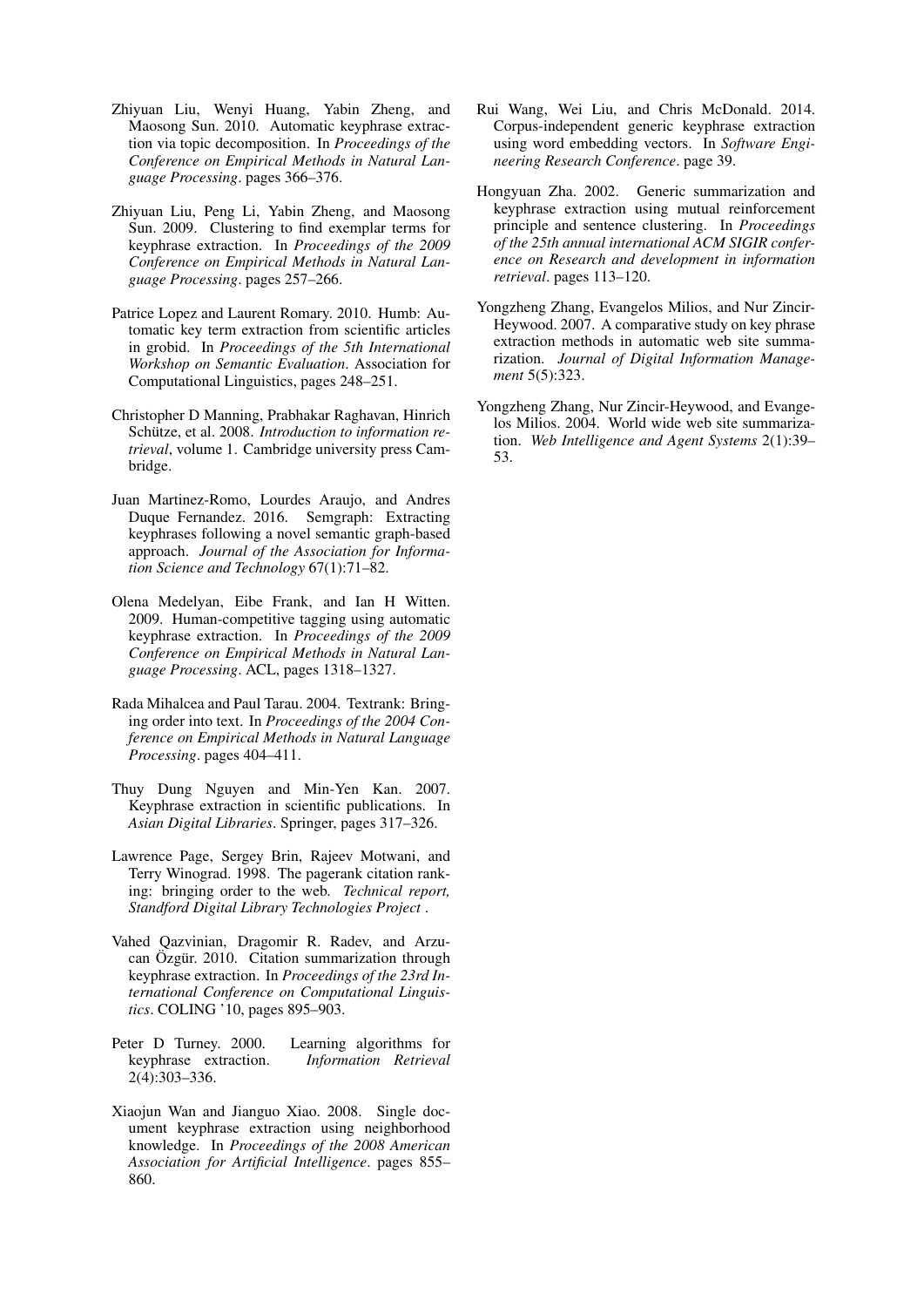Zhiyuan Liu, Wenyi Huang, Yabin Zheng, and Maosong Sun. 2010. Automatic keyphrase extraction via topic decomposition. In *Proceedings of the Conference on Empirical Methods in Natural Language Processing*. pages 366–376.

Zhiyuan Liu, Peng Li, Yabin Zheng, and Maosong Sun. 2009. Clustering to find exemplar terms for keyphrase extraction. In *Proceedings of the 2009 Conference on Empirical Methods in Natural Language Processing*. pages 257–266.

Patrice Lopez and Laurent Romary. 2010. Humb: Automatic key term extraction from scientific articles in grobid. In *Proceedings of the 5th International Workshop on Semantic Evaluation*. Association for Computational Linguistics, pages 248–251.

Christopher D Manning, Prabhakar Raghavan, Hinrich Schütze, et al. 2008. *Introduction to information retrieval*, volume 1. Cambridge university press Cambridge.

Juan Martinez-Romo, Lourdes Araujo, and Andres Duque Fernandez. 2016. Semgraph: Extracting keyphrases following a novel semantic graph-based approach. *Journal of the Association for Information Science and Technology* 67(1):71–82.

Olena Medelyan, Eibe Frank, and Ian H Witten. 2009. Human-competitive tagging using automatic keyphrase extraction. In *Proceedings of the 2009 Conference on Empirical Methods in Natural Language Processing*. ACL, pages 1318–1327.

Rada Mihalcea and Paul Tarau. 2004. Textrank: Bringing order into text. In *Proceedings of the 2004 Conference on Empirical Methods in Natural Language Processing*. pages 404–411.

Thuy Dung Nguyen and Min-Yen Kan. 2007. Keyphrase extraction in scientific publications. In *Asian Digital Libraries*. Springer, pages 317–326.

Lawrence Page, Sergey Brin, Rajeev Motwani, and Terry Winograd. 1998. The pagerank citation ranking: bringing order to the web. *Technical report, Standford Digital Library Technologies Project* .

Vahed Qazvinian, Dragomir R. Radev, and Arzucan Özgür. 2010. Citation summarization through keyphrase extraction. In *Proceedings of the 23rd International Conference on Computational Linguistics*. COLING '10, pages 895–903.

Peter D Turney. 2000. Learning algorithms for keyphrase extraction. *Information Retrieval* 2(4):303–336.

Xiaojun Wan and Jianguo Xiao. 2008. Single document keyphrase extraction using neighborhood knowledge. In *Proceedings of the 2008 American Association for Artificial Intelligence*. pages 855–860.

Rui Wang, Wei Liu, and Chris McDonald. 2014. Corpus-independent generic keyphrase extraction using word embedding vectors. In *Software Engineering Research Conference*. page 39.

Hongyuan Zha. 2002. Generic summarization and keyphrase extraction using mutual reinforcement principle and sentence clustering. In *Proceedings of the 25th annual international ACM SIGIR conference on Research and development in information retrieval*. pages 113–120.

Yongzheng Zhang, Evangelos Milios, and Nur Zincir-Heywood. 2007. A comparative study on key phrase extraction methods in automatic web site summarization. *Journal of Digital Information Management* 5(5):323.

Yongzheng Zhang, Nur Zincir-Heywood, and Evangelos Milios. 2004. World wide web site summarization. *Web Intelligence and Agent Systems* 2(1):39–53.